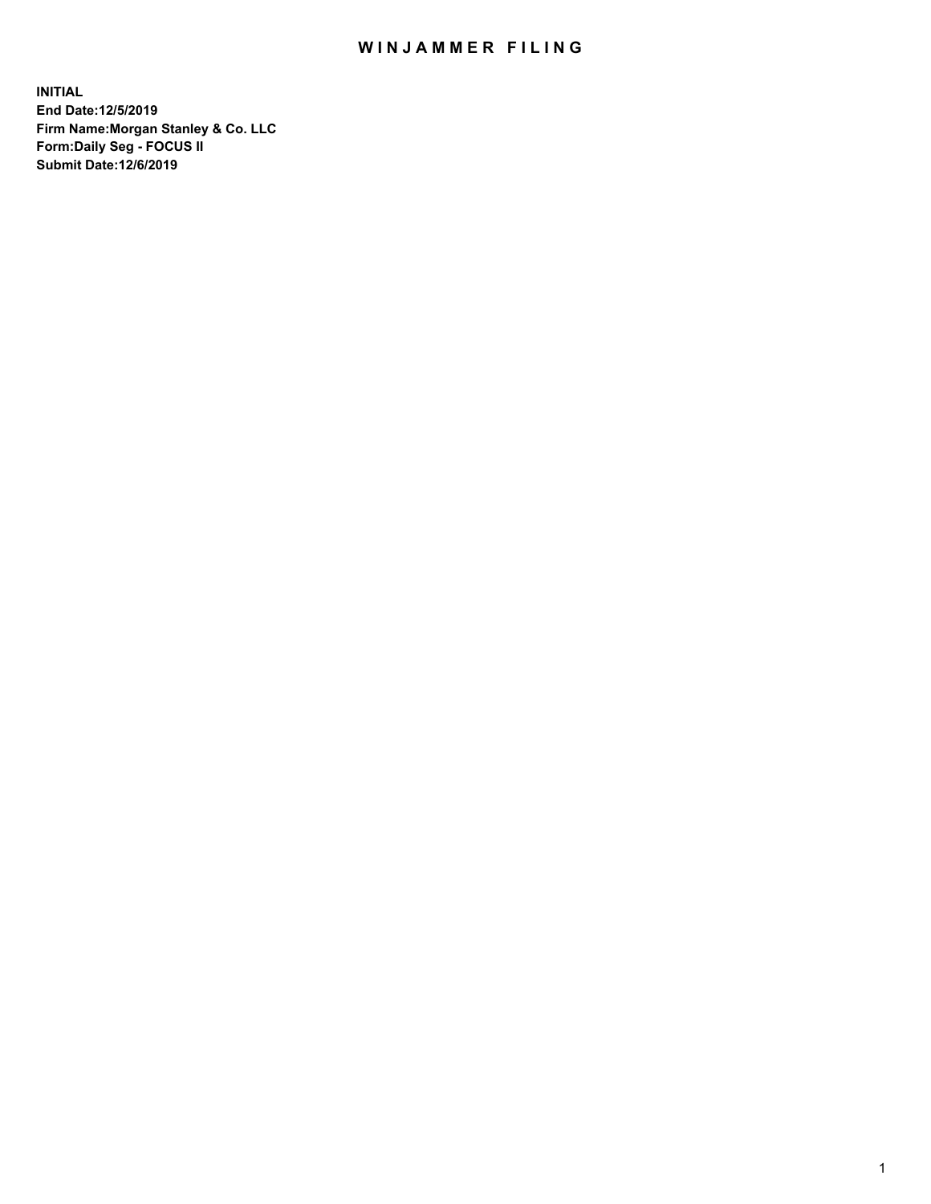# WINJAMMER FILING

**INITIAL**
**End Date:12/5/2019**
**Firm Name:Morgan Stanley & Co. LLC**
**Form:Daily Seg - FOCUS II**
**Submit Date:12/6/2019**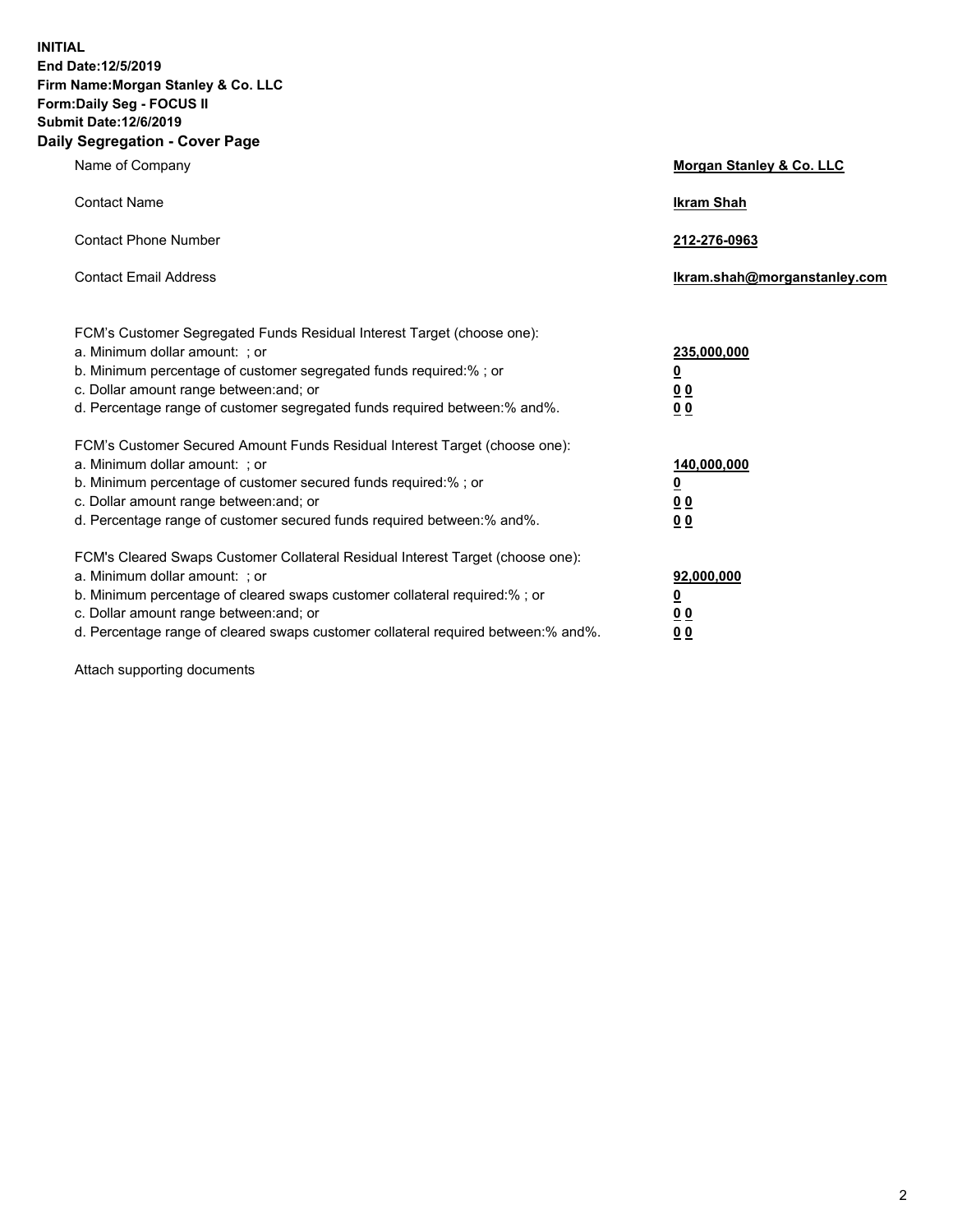**INITIAL**
**End Date:12/5/2019**
**Firm Name:Morgan Stanley & Co. LLC**
**Form:Daily Seg - FOCUS II**
**Submit Date:12/6/2019**

## Daily Segregation - Cover Page

| | |
|---|---|
| Name of Company | **Morgan Stanley & Co. LLC** |
| Contact Name | **Ikram Shah** |
| Contact Phone Number | **212-276-0963** |
| Contact Email Address | **Ikram.shah@morganstanley.com** |

| | |
|---|---|
| FCM's Customer Segregated Funds Residual Interest Target (choose one): | |
| a. Minimum dollar amount: ; or | **235,000,000** |
| b. Minimum percentage of customer segregated funds required:% ; or | **0** |
| c. Dollar amount range between:and; or | **0 0** |
| d. Percentage range of customer segregated funds required between:% and%. | **0 0** |
| FCM's Customer Secured Amount Funds Residual Interest Target (choose one): | |
| a. Minimum dollar amount: ; or | **140,000,000** |
| b. Minimum percentage of customer secured funds required:% ; or | **0** |
| c. Dollar amount range between:and; or | **0 0** |
| d. Percentage range of customer secured funds required between:% and%. | **0 0** |
| FCM's Cleared Swaps Customer Collateral Residual Interest Target (choose one): | |
| a. Minimum dollar amount: ; or | **92,000,000** |
| b. Minimum percentage of cleared swaps customer collateral required:% ; or | **0** |
| c. Dollar amount range between:and; or | **0 0** |
| d. Percentage range of cleared swaps customer collateral required between:% and%. | **0 0** |

Attach supporting documents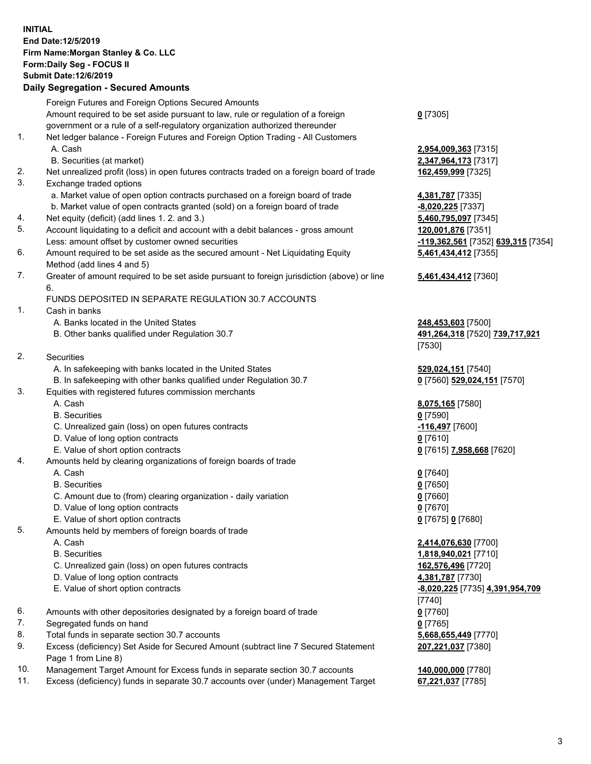**INITIAL**
**End Date:12/5/2019**
**Firm Name:Morgan Stanley & Co. LLC**
**Form:Daily Seg - FOCUS II**
**Submit Date:12/6/2019**

**Daily Segregation - Secured Amounts**

| | | |
|---|---|---|
| | Foreign Futures and Foreign Options Secured Amounts | |
| | Amount required to be set aside pursuant to law, rule or regulation of a foreign government or a rule of a self-regulatory organization authorized thereunder | **0** [7305] |
| 1. | Net ledger balance - Foreign Futures and Foreign Option Trading - All Customers | |
| | A. Cash | **2,954,009,363** [7315] |
| | B. Securities (at market) | **2,347,964,173** [7317] |
| 2. | Net unrealized profit (loss) in open futures contracts traded on a foreign board of trade | **162,459,999** [7325] |
| 3. | Exchange traded options | |
| | a. Market value of open option contracts purchased on a foreign board of trade | **4,381,787** [7335] |
| | b. Market value of open contracts granted (sold) on a foreign board of trade | **-8,020,225** [7337] |
| 4. | Net equity (deficit) (add lines 1. 2. and 3.) | **5,460,795,097** [7345] |
| 5. | Account liquidating to a deficit and account with a debit balances - gross amount | **120,001,876** [7351] |
| | Less: amount offset by customer owned securities | **-119,362,561** [7352] **639,315** [7354] |
| 6. | Amount required to be set aside as the secured amount - Net Liquidating Equity Method (add lines 4 and 5) | **5,461,434,412** [7355] |
| 7. | Greater of amount required to be set aside pursuant to foreign jurisdiction (above) or line 6. | **5,461,434,412** [7360] |
| | FUNDS DEPOSITED IN SEPARATE REGULATION 30.7 ACCOUNTS | |
| 1. | Cash in banks | |
| | A. Banks located in the United States | **248,453,603** [7500] |
| | B. Other banks qualified under Regulation 30.7 | **491,264,318** [7520] **739,717,921** [7530] |
| 2. | Securities | |
| | A. In safekeeping with banks located in the United States | **529,024,151** [7540] |
| | B. In safekeeping with other banks qualified under Regulation 30.7 | **0** [7560] **529,024,151** [7570] |
| 3. | Equities with registered futures commission merchants | |
| | A. Cash | **8,075,165** [7580] |
| | B. Securities | **0** [7590] |
| | C. Unrealized gain (loss) on open futures contracts | **-116,497** [7600] |
| | D. Value of long option contracts | **0** [7610] |
| | E. Value of short option contracts | **0** [7615] **7,958,668** [7620] |
| 4. | Amounts held by clearing organizations of foreign boards of trade | |
| | A. Cash | **0** [7640] |
| | B. Securities | **0** [7650] |
| | C. Amount due to (from) clearing organization - daily variation | **0** [7660] |
| | D. Value of long option contracts | **0** [7670] |
| | E. Value of short option contracts | **0** [7675] **0** [7680] |
| 5. | Amounts held by members of foreign boards of trade | |
| | A. Cash | **2,414,076,630** [7700] |
| | B. Securities | **1,818,940,021** [7710] |
| | C. Unrealized gain (loss) on open futures contracts | **162,576,496** [7720] |
| | D. Value of long option contracts | **4,381,787** [7730] |
| | E. Value of short option contracts | **-8,020,225** [7735] **4,391,954,709** [7740] |
| 6. | Amounts with other depositories designated by a foreign board of trade | **0** [7760] |
| 7. | Segregated funds on hand | **0** [7765] |
| 8. | Total funds in separate section 30.7 accounts | **5,668,655,449** [7770] |
| 9. | Excess (deficiency) Set Aside for Secured Amount (subtract line 7 Secured Statement Page 1 from Line 8) | **207,221,037** [7380] |
| 10. | Management Target Amount for Excess funds in separate section 30.7 accounts | **140,000,000** [7780] |
| 11. | Excess (deficiency) funds in separate 30.7 accounts over (under) Management Target | **67,221,037** [7785] |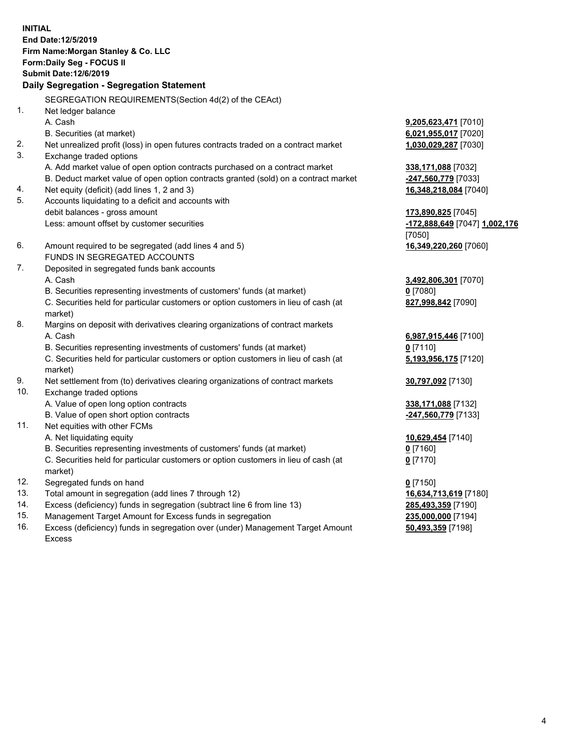**INITIAL**
**End Date:12/5/2019**
**Firm Name:Morgan Stanley & Co. LLC**
**Form:Daily Seg - FOCUS II**
**Submit Date:12/6/2019**
**Daily Segregation - Segregation Statement**

| | | |
|---|---|---|
| | SEGREGATION REQUIREMENTS(Section 4d(2) of the CEAct) | |
| 1. | Net ledger balance | |
| | A. Cash | **9,205,623,471** [7010] |
| | B. Securities (at market) | **6,021,955,017** [7020] |
| 2. | Net unrealized profit (loss) in open futures contracts traded on a contract market | **1,030,029,287** [7030] |
| 3. | Exchange traded options | |
| | A. Add market value of open option contracts purchased on a contract market | **338,171,088** [7032] |
| | B. Deduct market value of open option contracts granted (sold) on a contract market | **-247,560,779** [7033] |
| 4. | Net equity (deficit) (add lines 1, 2 and 3) | **16,348,218,084** [7040] |
| 5. | Accounts liquidating to a deficit and accounts with debit balances - gross amount | **173,890,825** [7045] |
| | Less: amount offset by customer securities | **-172,888,649** [7047] **1,002,176** [7050] |
| 6. | Amount required to be segregated (add lines 4 and 5) | **16,349,220,260** [7060] |
| | FUNDS IN SEGREGATED ACCOUNTS | |
| 7. | Deposited in segregated funds bank accounts | |
| | A. Cash | **3,492,806,301** [7070] |
| | B. Securities representing investments of customers' funds (at market) | **0** [7080] |
| | C. Securities held for particular customers or option customers in lieu of cash (at market) | **827,998,842** [7090] |
| 8. | Margins on deposit with derivatives clearing organizations of contract markets | |
| | A. Cash | **6,987,915,446** [7100] |
| | B. Securities representing investments of customers' funds (at market) | **0** [7110] |
| | C. Securities held for particular customers or option customers in lieu of cash (at market) | **5,193,956,175** [7120] |
| 9. | Net settlement from (to) derivatives clearing organizations of contract markets | **30,797,092** [7130] |
| 10. | Exchange traded options | |
| | A. Value of open long option contracts | **338,171,088** [7132] |
| | B. Value of open short option contracts | **-247,560,779** [7133] |
| 11. | Net equities with other FCMs | |
| | A. Net liquidating equity | **10,629,454** [7140] |
| | B. Securities representing investments of customers' funds (at market) | **0** [7160] |
| | C. Securities held for particular customers or option customers in lieu of cash (at market) | **0** [7170] |
| 12. | Segregated funds on hand | **0** [7150] |
| 13. | Total amount in segregation (add lines 7 through 12) | **16,634,713,619** [7180] |
| 14. | Excess (deficiency) funds in segregation (subtract line 6 from line 13) | **285,493,359** [7190] |
| 15. | Management Target Amount for Excess funds in segregation | **235,000,000** [7194] |
| 16. | Excess (deficiency) funds in segregation over (under) Management Target Amount Excess | **50,493,359** [7198] |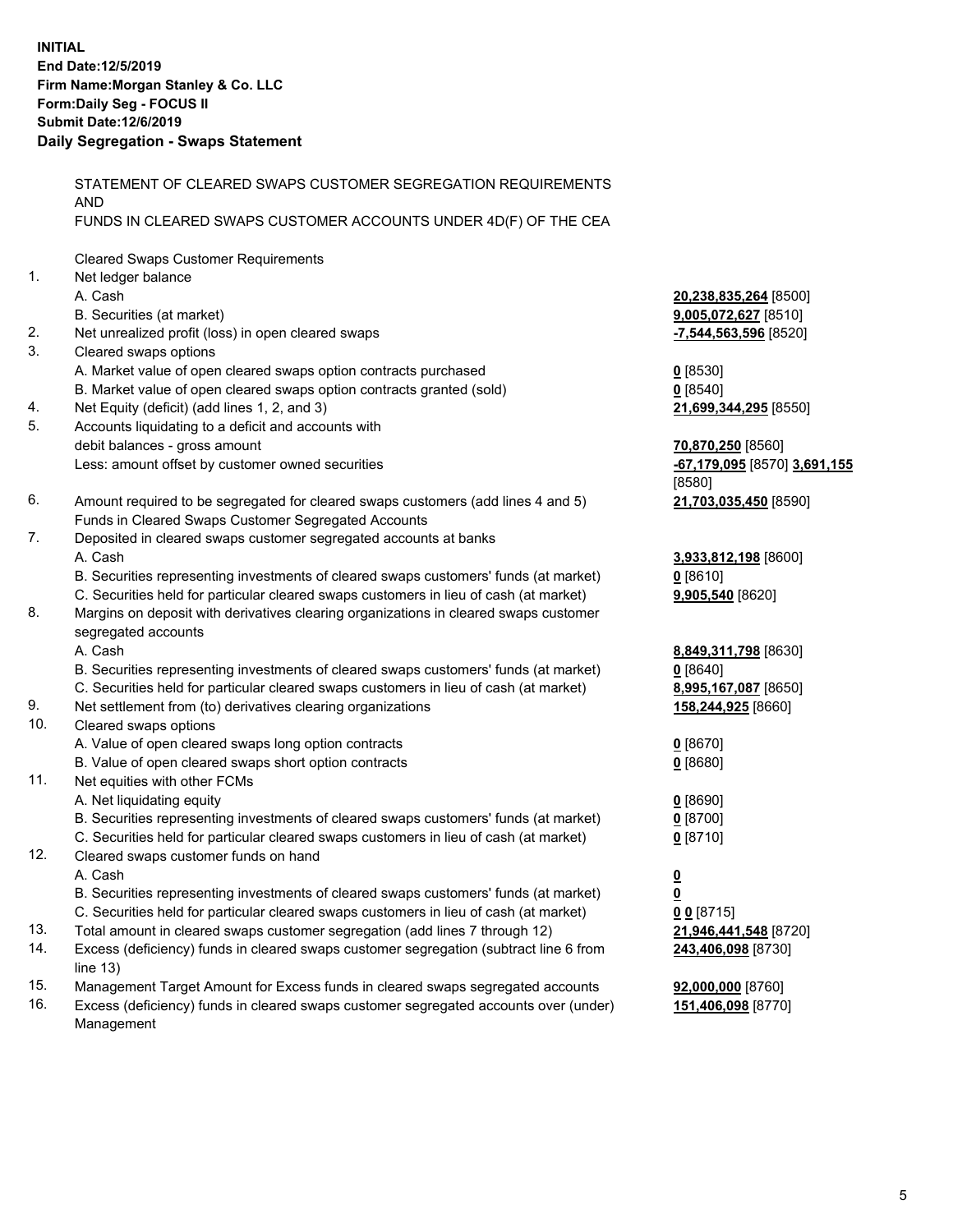**INITIAL**
**End Date:12/5/2019**
**Firm Name:Morgan Stanley & Co. LLC**
**Form:Daily Seg - FOCUS II**
**Submit Date:12/6/2019**
**Daily Segregation - Swaps Statement**

STATEMENT OF CLEARED SWAPS CUSTOMER SEGREGATION REQUIREMENTS AND FUNDS IN CLEARED SWAPS CUSTOMER ACCOUNTS UNDER 4D(F) OF THE CEA

| | | |
|---|---|---|
| | Cleared Swaps Customer Requirements | |
| 1. | Net ledger balance | |
| | A. Cash | **20,238,835,264** [8500] |
| | B. Securities (at market) | **9,005,072,627** [8510] |
| 2. | Net unrealized profit (loss) in open cleared swaps | **-7,544,563,596** [8520] |
| 3. | Cleared swaps options | |
| | A. Market value of open cleared swaps option contracts purchased | **0** [8530] |
| | B. Market value of open cleared swaps option contracts granted (sold) | **0** [8540] |
| 4. | Net Equity (deficit) (add lines 1, 2, and 3) | **21,699,344,295** [8550] |
| 5. | Accounts liquidating to a deficit and accounts with debit balances - gross amount | **70,870,250** [8560] |
| | Less: amount offset by customer owned securities | **-67,179,095** [8570] **3,691,155** [8580] |
| 6. | Amount required to be segregated for cleared swaps customers (add lines 4 and 5) | **21,703,035,450** [8590] |
| | Funds in Cleared Swaps Customer Segregated Accounts | |
| 7. | Deposited in cleared swaps customer segregated accounts at banks | |
| | A. Cash | **3,933,812,198** [8600] |
| | B. Securities representing investments of cleared swaps customers' funds (at market) | **0** [8610] |
| | C. Securities held for particular cleared swaps customers in lieu of cash (at market) | **9,905,540** [8620] |
| 8. | Margins on deposit with derivatives clearing organizations in cleared swaps customer segregated accounts | |
| | A. Cash | **8,849,311,798** [8630] |
| | B. Securities representing investments of cleared swaps customers' funds (at market) | **0** [8640] |
| | C. Securities held for particular cleared swaps customers in lieu of cash (at market) | **8,995,167,087** [8650] |
| 9. | Net settlement from (to) derivatives clearing organizations | **158,244,925** [8660] |
| 10. | Cleared swaps options | |
| | A. Value of open cleared swaps long option contracts | **0** [8670] |
| | B. Value of open cleared swaps short option contracts | **0** [8680] |
| 11. | Net equities with other FCMs | |
| | A. Net liquidating equity | **0** [8690] |
| | B. Securities representing investments of cleared swaps customers' funds (at market) | **0** [8700] |
| | C. Securities held for particular cleared swaps customers in lieu of cash (at market) | **0** [8710] |
| 12. | Cleared swaps customer funds on hand | |
| | A. Cash | **0** |
| | B. Securities representing investments of cleared swaps customers' funds (at market) | **0** |
| | C. Securities held for particular cleared swaps customers in lieu of cash (at market) | **0** **0** [8715] |
| 13. | Total amount in cleared swaps customer segregation (add lines 7 through 12) | **21,946,441,548** [8720] |
| 14. | Excess (deficiency) funds in cleared swaps customer segregation (subtract line 6 from line 13) | **243,406,098** [8730] |
| 15. | Management Target Amount for Excess funds in cleared swaps segregated accounts | **92,000,000** [8760] |
| 16. | Excess (deficiency) funds in cleared swaps customer segregated accounts over (under) Management | **151,406,098** [8770] |